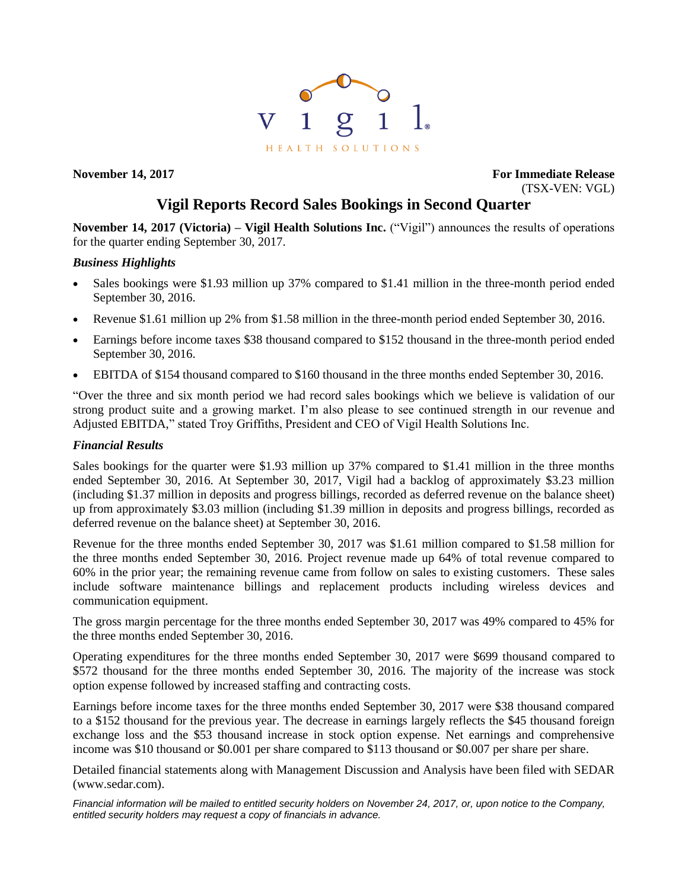vigil HEALTH SOLUTIONS

**November 14, 2017** **For Immediate Release**
(TSX-VEN: VGL)

# Vigil Reports Record Sales Bookings in Second Quarter

**November 14, 2017 (Victoria) – Vigil Health Solutions Inc.** ("Vigil") announces the results of operations for the quarter ending September 30, 2017.

### *Business Highlights*

- Sales bookings were $1.93 million up 37% compared to $1.41 million in the three-month period ended September 30, 2016.
- Revenue $1.61 million up 2% from $1.58 million in the three-month period ended September 30, 2016.
- Earnings before income taxes $38 thousand compared to $152 thousand in the three-month period ended September 30, 2016.
- EBITDA of $154 thousand compared to $160 thousand in the three months ended September 30, 2016.

"Over the three and six month period we had record sales bookings which we believe is validation of our strong product suite and a growing market. I'm also please to see continued strength in our revenue and Adjusted EBITDA," stated Troy Griffiths, President and CEO of Vigil Health Solutions Inc.

### *Financial Results*

Sales bookings for the quarter were $1.93 million up 37% compared to $1.41 million in the three months ended September 30, 2016. At September 30, 2017, Vigil had a backlog of approximately $3.23 million (including $1.37 million in deposits and progress billings, recorded as deferred revenue on the balance sheet) up from approximately $3.03 million (including $1.39 million in deposits and progress billings, recorded as deferred revenue on the balance sheet) at September 30, 2016.

Revenue for the three months ended September 30, 2017 was $1.61 million compared to $1.58 million for the three months ended September 30, 2016. Project revenue made up 64% of total revenue compared to 60% in the prior year; the remaining revenue came from follow on sales to existing customers. These sales include software maintenance billings and replacement products including wireless devices and communication equipment.

The gross margin percentage for the three months ended September 30, 2017 was 49% compared to 45% for the three months ended September 30, 2016.

Operating expenditures for the three months ended September 30, 2017 were $699 thousand compared to $572 thousand for the three months ended September 30, 2016. The majority of the increase was stock option expense followed by increased staffing and contracting costs.

Earnings before income taxes for the three months ended September 30, 2017 were $38 thousand compared to a $152 thousand for the previous year. The decrease in earnings largely reflects the $45 thousand foreign exchange loss and the $53 thousand increase in stock option expense. Net earnings and comprehensive income was $10 thousand or $0.001 per share compared to $113 thousand or $0.007 per share per share.

Detailed financial statements along with Management Discussion and Analysis have been filed with SEDAR (www.sedar.com).

*Financial information will be mailed to entitled security holders on November 24, 2017, or, upon notice to the Company, entitled security holders may request a copy of financials in advance.*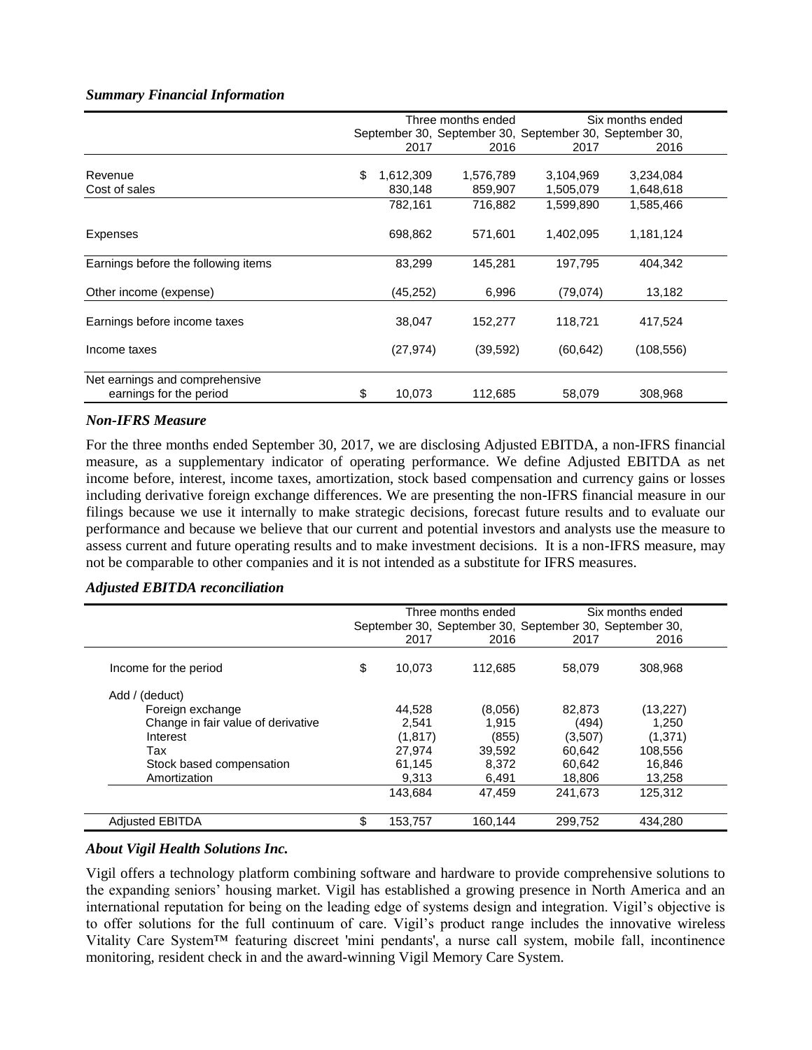### *Summary Financial Information*

| | Three months ended | | Six months ended | |
|---|---|---|---|---|
| | September 30, 2017 | September 30, 2016 | September 30, 2017 | September 30, 2016 |
| Revenue | $ 1,612,309 | 1,576,789 | 3,104,969 | 3,234,084 |
| Cost of sales | 830,148 | 859,907 | 1,505,079 | 1,648,618 |
| | 782,161 | 716,882 | 1,599,890 | 1,585,466 |
| Expenses | 698,862 | 571,601 | 1,402,095 | 1,181,124 |
| Earnings before the following items | 83,299 | 145,281 | 197,795 | 404,342 |
| Other income (expense) | (45,252) | 6,996 | (79,074) | 13,182 |
| Earnings before income taxes | 38,047 | 152,277 | 118,721 | 417,524 |
| Income taxes | (27,974) | (39,592) | (60,642) | (108,556) |
| Net earnings and comprehensive earnings for the period | $ 10,073 | 112,685 | 58,079 | 308,968 |

### *Non-IFRS Measure*

For the three months ended September 30, 2017, we are disclosing Adjusted EBITDA, a non-IFRS financial measure, as a supplementary indicator of operating performance. We define Adjusted EBITDA as net income before, interest, income taxes, amortization, stock based compensation and currency gains or losses including derivative foreign exchange differences. We are presenting the non-IFRS financial measure in our filings because we use it internally to make strategic decisions, forecast future results and to evaluate our performance and because we believe that our current and potential investors and analysts use the measure to assess current and future operating results and to make investment decisions. It is a non-IFRS measure, may not be comparable to other companies and it is not intended as a substitute for IFRS measures.

### *Adjusted EBITDA reconciliation*

| | Three months ended | | Six months ended | |
|---|---|---|---|---|
| | September 30, 2017 | September 30, 2016 | September 30, 2017 | September 30, 2016 |
| Income for the period | $ 10,073 | 112,685 | 58,079 | 308,968 |
| Add / (deduct) | | | | |
| Foreign exchange | 44,528 | (8,056) | 82,873 | (13,227) |
| Change in fair value of derivative | 2,541 | 1,915 | (494) | 1,250 |
| Interest | (1,817) | (855) | (3,507) | (1,371) |
| Tax | 27,974 | 39,592 | 60,642 | 108,556 |
| Stock based compensation | 61,145 | 8,372 | 60,642 | 16,846 |
| Amortization | 9,313 | 6,491 | 18,806 | 13,258 |
| | 143,684 | 47,459 | 241,673 | 125,312 |
| Adjusted EBITDA | $ 153,757 | 160,144 | 299,752 | 434,280 |

### *About Vigil Health Solutions Inc.*

Vigil offers a technology platform combining software and hardware to provide comprehensive solutions to the expanding seniors' housing market. Vigil has established a growing presence in North America and an international reputation for being on the leading edge of systems design and integration. Vigil's objective is to offer solutions for the full continuum of care. Vigil's product range includes the innovative wireless Vitality Care System™ featuring discreet 'mini pendants', a nurse call system, mobile fall, incontinence monitoring, resident check in and the award-winning Vigil Memory Care System.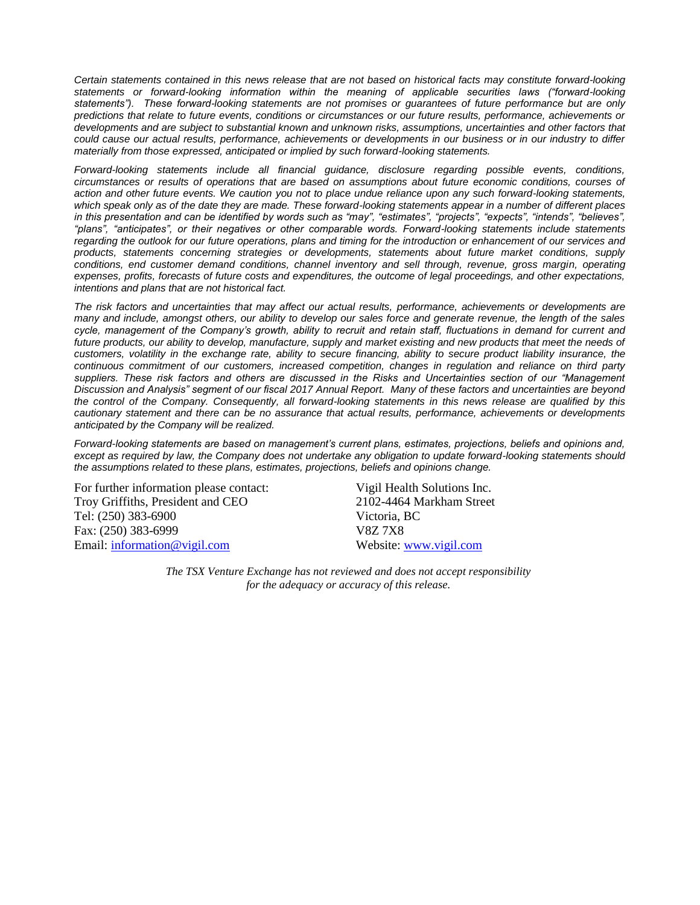*Certain statements contained in this news release that are not based on historical facts may constitute forward-looking statements or forward-looking information within the meaning of applicable securities laws ("forward-looking statements"). These forward-looking statements are not promises or guarantees of future performance but are only predictions that relate to future events, conditions or circumstances or our future results, performance, achievements or developments and are subject to substantial known and unknown risks, assumptions, uncertainties and other factors that could cause our actual results, performance, achievements or developments in our business or in our industry to differ materially from those expressed, anticipated or implied by such forward-looking statements.*

*Forward-looking statements include all financial guidance, disclosure regarding possible events, conditions, circumstances or results of operations that are based on assumptions about future economic conditions, courses of action and other future events. We caution you not to place undue reliance upon any such forward-looking statements, which speak only as of the date they are made. These forward-looking statements appear in a number of different places in this presentation and can be identified by words such as "may", "estimates", "projects", "expects", "intends", "believes", "plans", "anticipates", or their negatives or other comparable words. Forward-looking statements include statements regarding the outlook for our future operations, plans and timing for the introduction or enhancement of our services and products, statements concerning strategies or developments, statements about future market conditions, supply conditions, end customer demand conditions, channel inventory and sell through, revenue, gross margin, operating expenses, profits, forecasts of future costs and expenditures, the outcome of legal proceedings, and other expectations, intentions and plans that are not historical fact.*

*The risk factors and uncertainties that may affect our actual results, performance, achievements or developments are many and include, amongst others, our ability to develop our sales force and generate revenue, the length of the sales cycle, management of the Company's growth, ability to recruit and retain staff, fluctuations in demand for current and future products, our ability to develop, manufacture, supply and market existing and new products that meet the needs of customers, volatility in the exchange rate, ability to secure financing, ability to secure product liability insurance, the continuous commitment of our customers, increased competition, changes in regulation and reliance on third party suppliers. These risk factors and others are discussed in the Risks and Uncertainties section of our "Management Discussion and Analysis" segment of our fiscal 2017 Annual Report. Many of these factors and uncertainties are beyond the control of the Company. Consequently, all forward-looking statements in this news release are qualified by this cautionary statement and there can be no assurance that actual results, performance, achievements or developments anticipated by the Company will be realized.*

*Forward-looking statements are based on management's current plans, estimates, projections, beliefs and opinions and, except as required by law, the Company does not undertake any obligation to update forward-looking statements should the assumptions related to these plans, estimates, projections, beliefs and opinions change.*

For further information please contact:
Troy Griffiths, President and CEO
Tel: (250) 383-6900
Fax: (250) 383-6999
Email: information@vigil.com

Vigil Health Solutions Inc.
2102-4464 Markham Street
Victoria, BC
V8Z 7X8
Website: www.vigil.com

*The TSX Venture Exchange has not reviewed and does not accept responsibility for the adequacy or accuracy of this release.*